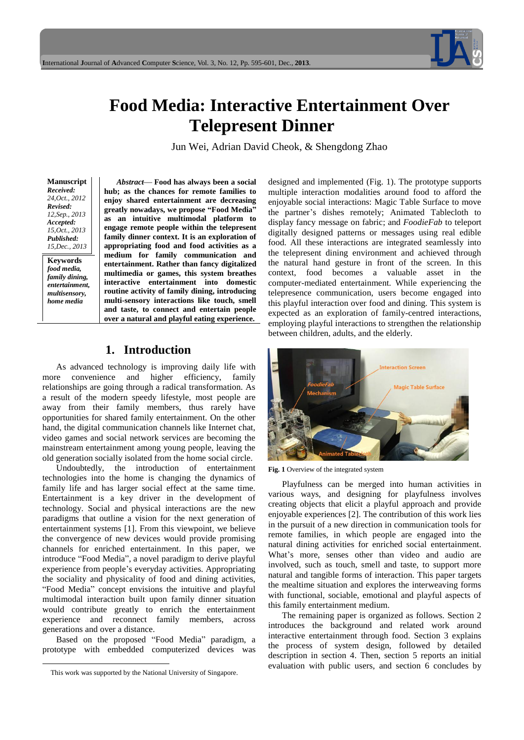# Food Media: Interactive Entertainment Over Telepresent Dinner

Jun Wei, Adrian David Cheok, & Shengdong Zhao

**Manuscript**
*Received:* 24,Oct., 2012
*Revised:* 12,Sep., 2013
*Accepted:* 15,Oct., 2013
*Published:* 15,Dec., 2013

**Keywords**
*food media, family dining, entertainment, multisensory, home media*

***Abstract*— Food has always been a social hub; as the chances for remote families to enjoy shared entertainment are decreasing greatly nowadays, we propose "Food Media" as an intuitive multimodal platform to engage remote people within the telepresent family dinner context. It is an exploration of appropriating food and food activities as a medium for family communication and entertainment. Rather than fancy digitalized multimedia or games, this system breathes interactive entertainment into domestic routine activity of family dining, introducing multi-sensory interactions like touch, smell and taste, to connect and entertain people over a natural and playful eating experience.**

## 1. Introduction

As advanced technology is improving daily life with more convenience and higher efficiency, family relationships are going through a radical transformation. As a result of the modern speedy lifestyle, most people are away from their family members, thus rarely have opportunities for shared family entertainment. On the other hand, the digital communication channels like Internet chat, video games and social network services are becoming the mainstream entertainment among young people, leaving the old generation socially isolated from the home social circle.

Undoubtedly, the introduction of entertainment technologies into the home is changing the dynamics of family life and has larger social effect at the same time. Entertainment is a key driver in the development of technology. Social and physical interactions are the new paradigms that outline a vision for the next generation of entertainment systems [1]. From this viewpoint, we believe the convergence of new devices would provide promising channels for enriched entertainment. In this paper, we introduce "Food Media", a novel paradigm to derive playful experience from people's everyday activities. Appropriating the sociality and physicality of food and dining activities, "Food Media" concept envisions the intuitive and playful multimodal interaction built upon family dinner situation would contribute greatly to enrich the entertainment experience and reconnect family members, across generations and over a distance.

Based on the proposed "Food Media" paradigm, a prototype with embedded computerized devices was designed and implemented (Fig. 1). The prototype supports multiple interaction modalities around food to afford the enjoyable social interactions: Magic Table Surface to move the partner's dishes remotely; Animated Tablecloth to display fancy message on fabric; and *FoodieFab* to teleport digitally designed patterns or messages using real edible food. All these interactions are integrated seamlessly into the telepresent dining environment and achieved through the natural hand gesture in front of the screen. In this context, food becomes a valuable asset in the computer-mediated entertainment. While experiencing the telepresence communication, users become engaged into this playful interaction over food and dining. This system is expected as an exploration of family-centred interactions, employing playful interactions to strengthen the relationship between children, adults, and the elderly.

**Fig. 1** Overview of the integrated system

Playfulness can be merged into human activities in various ways, and designing for playfulness involves creating objects that elicit a playful approach and provide enjoyable experiences [2]. The contribution of this work lies in the pursuit of a new direction in communication tools for remote families, in which people are engaged into the natural dining activities for enriched social entertainment. What's more, senses other than video and audio are involved, such as touch, smell and taste, to support more natural and tangible forms of interaction. This paper targets the mealtime situation and explores the interweaving forms with functional, sociable, emotional and playful aspects of this family entertainment medium.

The remaining paper is organized as follows. Section 2 introduces the background and related work around interactive entertainment through food. Section 3 explains the process of system design, followed by detailed description in section 4. Then, section 5 reports an initial evaluation with public users, and section 6 concludes by

This work was supported by the National University of Singapore.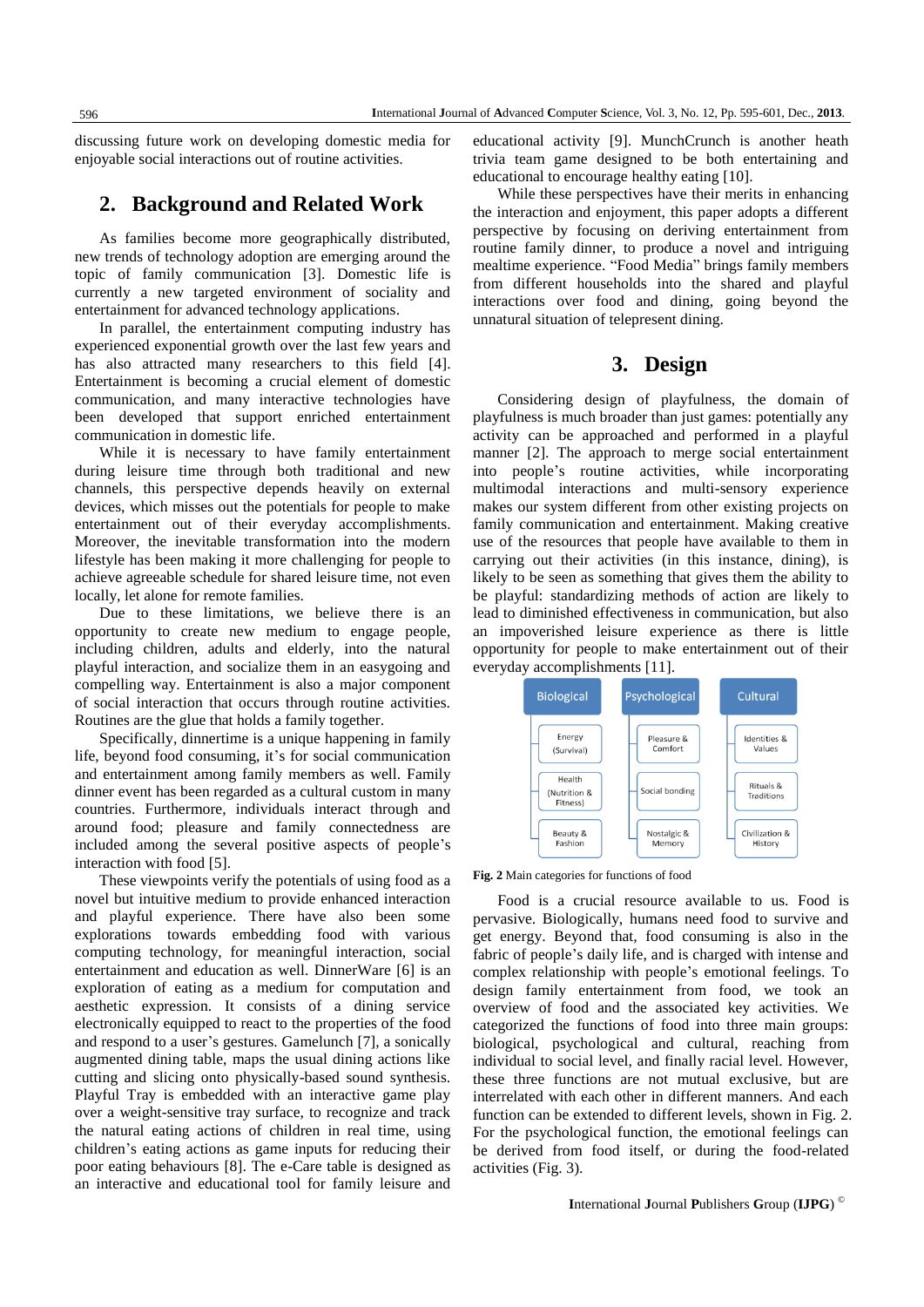discussing future work on developing domestic media for enjoyable social interactions out of routine activities.

## 2. Background and Related Work

As families become more geographically distributed, new trends of technology adoption are emerging around the topic of family communication [3]. Domestic life is currently a new targeted environment of sociality and entertainment for advanced technology applications.

In parallel, the entertainment computing industry has experienced exponential growth over the last few years and has also attracted many researchers to this field [4]. Entertainment is becoming a crucial element of domestic communication, and many interactive technologies have been developed that support enriched entertainment communication in domestic life.

While it is necessary to have family entertainment during leisure time through both traditional and new channels, this perspective depends heavily on external devices, which misses out the potentials for people to make entertainment out of their everyday accomplishments. Moreover, the inevitable transformation into the modern lifestyle has been making it more challenging for people to achieve agreeable schedule for shared leisure time, not even locally, let alone for remote families.

Due to these limitations, we believe there is an opportunity to create new medium to engage people, including children, adults and elderly, into the natural playful interaction, and socialize them in an easygoing and compelling way. Entertainment is also a major component of social interaction that occurs through routine activities. Routines are the glue that holds a family together.

Specifically, dinnertime is a unique happening in family life, beyond food consuming, it's for social communication and entertainment among family members as well. Family dinner event has been regarded as a cultural custom in many countries. Furthermore, individuals interact through and around food; pleasure and family connectedness are included among the several positive aspects of people's interaction with food [5].

These viewpoints verify the potentials of using food as a novel but intuitive medium to provide enhanced interaction and playful experience. There have also been some explorations towards embedding food with various computing technology, for meaningful interaction, social entertainment and education as well. DinnerWare [6] is an exploration of eating as a medium for computation and aesthetic expression. It consists of a dining service electronically equipped to react to the properties of the food and respond to a user's gestures. Gamelunch [7], a sonically augmented dining table, maps the usual dining actions like cutting and slicing onto physically-based sound synthesis. Playful Tray is embedded with an interactive game play over a weight-sensitive tray surface, to recognize and track the natural eating actions of children in real time, using children's eating actions as game inputs for reducing their poor eating behaviours [8]. The e-Care table is designed as an interactive and educational tool for family leisure and educational activity [9]. MunchCrunch is another heath trivia team game designed to be both entertaining and educational to encourage healthy eating [10].

While these perspectives have their merits in enhancing the interaction and enjoyment, this paper adopts a different perspective by focusing on deriving entertainment from routine family dinner, to produce a novel and intriguing mealtime experience. "Food Media" brings family members from different households into the shared and playful interactions over food and dining, going beyond the unnatural situation of telepresent dining.

## 3. Design

Considering design of playfulness, the domain of playfulness is much broader than just games: potentially any activity can be approached and performed in a playful manner [2]. The approach to merge social entertainment into people's routine activities, while incorporating multimodal interactions and multi-sensory experience makes our system different from other existing projects on family communication and entertainment. Making creative use of the resources that people have available to them in carrying out their activities (in this instance, dining), is likely to be seen as something that gives them the ability to be playful: standardizing methods of action are likely to lead to diminished effectiveness in communication, but also an impoverished leisure experience as there is little opportunity for people to make entertainment out of their everyday accomplishments [11].

| Biological | Psychological | Cultural |
|---|---|---|
| Energy (Survival) | Pleasure & Comfort | Identities & Values |
| Health (Nutrition & Fitness) | Social bonding | Rituals & Traditions |
| Beauty & Fashion | Nostalgic & Memory | Civilization & History |

**Fig. 2** Main categories for functions of food

Food is a crucial resource available to us. Food is pervasive. Biologically, humans need food to survive and get energy. Beyond that, food consuming is also in the fabric of people's daily life, and is charged with intense and complex relationship with people's emotional feelings. To design family entertainment from food, we took an overview of food and the associated key activities. We categorized the functions of food into three main groups: biological, psychological and cultural, reaching from individual to social level, and finally racial level. However, these three functions are not mutual exclusive, but are interrelated with each other in different manners. And each function can be extended to different levels, shown in Fig. 2. For the psychological function, the emotional feelings can be derived from food itself, or during the food-related activities (Fig. 3).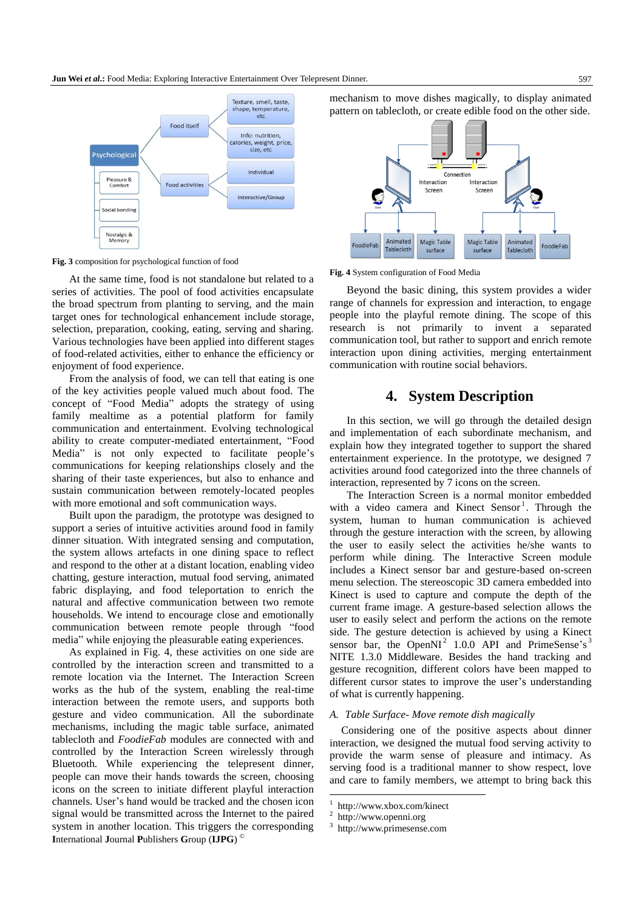Fig. 3 composition for psychological function of food

At the same time, food is not standalone but related to a series of activities. The pool of food activities encapsulate the broad spectrum from planting to serving, and the main target ones for technological enhancement include storage, selection, preparation, cooking, eating, serving and sharing. Various technologies have been applied into different stages of food-related activities, either to enhance the efficiency or enjoyment of food experience.

From the analysis of food, we can tell that eating is one of the key activities people valued much about food. The concept of "Food Media" adopts the strategy of using family mealtime as a potential platform for family communication and entertainment. Evolving technological ability to create computer-mediated entertainment, "Food Media" is not only expected to facilitate people's communications for keeping relationships closely and the sharing of their taste experiences, but also to enhance and sustain communication between remotely-located peoples with more emotional and soft communication ways.

Built upon the paradigm, the prototype was designed to support a series of intuitive activities around food in family dinner situation. With integrated sensing and computation, the system allows artefacts in one dining space to reflect and respond to the other at a distant location, enabling video chatting, gesture interaction, mutual food serving, animated fabric displaying, and food teleportation to enrich the natural and affective communication between two remote households. We intend to encourage close and emotionally communication between remote people through "food media" while enjoying the pleasurable eating experiences.

As explained in Fig. 4, these activities on one side are controlled by the interaction screen and transmitted to a remote location via the Internet. The Interaction Screen works as the hub of the system, enabling the real-time interaction between the remote users, and supports both gesture and video communication. All the subordinate mechanisms, including the magic table surface, animated tablecloth and *FoodieFab* modules are connected with and controlled by the Interaction Screen wirelessly through Bluetooth. While experiencing the telepresent dinner, people can move their hands towards the screen, choosing icons on the screen to initiate different playful interaction channels. User's hand would be tracked and the chosen icon signal would be transmitted across the Internet to the paired system in another location. This triggers the corresponding mechanism to move dishes magically, to display animated pattern on tablecloth, or create edible food on the other side.

Fig. 4 System configuration of Food Media

Beyond the basic dining, this system provides a wider range of channels for expression and interaction, to engage people into the playful remote dining. The scope of this research is not primarily to invent a separated communication tool, but rather to support and enrich remote interaction upon dining activities, merging entertainment communication with routine social behaviors.

# 4. System Description

In this section, we will go through the detailed design and implementation of each subordinate mechanism, and explain how they integrated together to support the shared entertainment experience. In the prototype, we designed 7 activities around food categorized into the three channels of interaction, represented by 7 icons on the screen.

The Interaction Screen is a normal monitor embedded with a video camera and Kinect Sensor[1]. Through the system, human to human communication is achieved through the gesture interaction with the screen, by allowing the user to easily select the activities he/she wants to perform while dining. The Interactive Screen module includes a Kinect sensor bar and gesture-based on-screen menu selection. The stereoscopic 3D camera embedded into Kinect is used to capture and compute the depth of the current frame image. A gesture-based selection allows the user to easily select and perform the actions on the remote side. The gesture detection is achieved by using a Kinect sensor bar, the OpenNI[2] 1.0.0 API and PrimeSense's[3] NITE 1.3.0 Middleware. Besides the hand tracking and gesture recognition, different colors have been mapped to different cursor states to improve the user's understanding of what is currently happening.

## *A. Table Surface- Move remote dish magically*

Considering one of the positive aspects about dinner interaction, we designed the mutual food serving activity to provide the warm sense of pleasure and intimacy. As serving food is a traditional manner to show respect, love and care to family members, we attempt to bring back this

[1] http://www.xbox.com/kinect
[2] http://www.openni.org
[3] http://www.primesense.com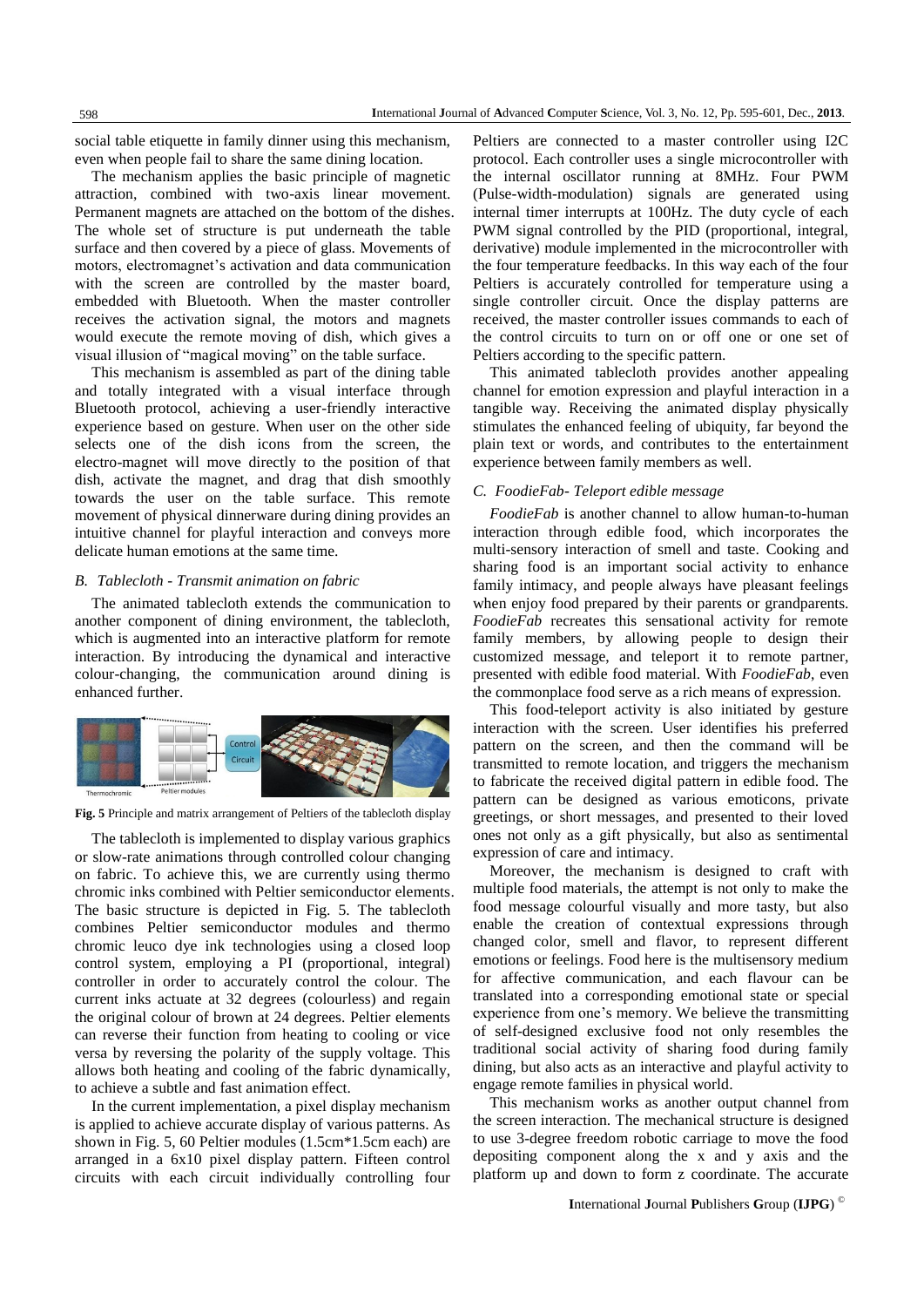social table etiquette in family dinner using this mechanism, even when people fail to share the same dining location.

The mechanism applies the basic principle of magnetic attraction, combined with two-axis linear movement. Permanent magnets are attached on the bottom of the dishes. The whole set of structure is put underneath the table surface and then covered by a piece of glass. Movements of motors, electromagnet's activation and data communication with the screen are controlled by the master board, embedded with Bluetooth. When the master controller receives the activation signal, the motors and magnets would execute the remote moving of dish, which gives a visual illusion of "magical moving" on the table surface.

This mechanism is assembled as part of the dining table and totally integrated with a visual interface through Bluetooth protocol, achieving a user-friendly interactive experience based on gesture. When user on the other side selects one of the dish icons from the screen, the electro-magnet will move directly to the position of that dish, activate the magnet, and drag that dish smoothly towards the user on the table surface. This remote movement of physical dinnerware during dining provides an intuitive channel for playful interaction and conveys more delicate human emotions at the same time.

### *B. Tablecloth - Transmit animation on fabric*

The animated tablecloth extends the communication to another component of dining environment, the tablecloth, which is augmented into an interactive platform for remote interaction. By introducing the dynamical and interactive colour-changing, the communication around dining is enhanced further.

**Fig. 5** Principle and matrix arrangement of Peltiers of the tablecloth display

The tablecloth is implemented to display various graphics or slow-rate animations through controlled colour changing on fabric. To achieve this, we are currently using thermo chromic inks combined with Peltier semiconductor elements. The basic structure is depicted in Fig. 5. The tablecloth combines Peltier semiconductor modules and thermo chromic leuco dye ink technologies using a closed loop control system, employing a PI (proportional, integral) controller in order to accurately control the colour. The current inks actuate at 32 degrees (colourless) and regain the original colour of brown at 24 degrees. Peltier elements can reverse their function from heating to cooling or vice versa by reversing the polarity of the supply voltage. This allows both heating and cooling of the fabric dynamically, to achieve a subtle and fast animation effect.

In the current implementation, a pixel display mechanism is applied to achieve accurate display of various patterns. As shown in Fig. 5, 60 Peltier modules (1.5cm*1.5cm each) are arranged in a 6x10 pixel display pattern. Fifteen control circuits with each circuit individually controlling four Peltiers are connected to a master controller using I2C protocol. Each controller uses a single microcontroller with the internal oscillator running at 8MHz. Four PWM (Pulse-width-modulation) signals are generated using internal timer interrupts at 100Hz. The duty cycle of each PWM signal controlled by the PID (proportional, integral, derivative) module implemented in the microcontroller with the four temperature feedbacks. In this way each of the four Peltiers is accurately controlled for temperature using a single controller circuit. Once the display patterns are received, the master controller issues commands to each of the control circuits to turn on or off one or one set of Peltiers according to the specific pattern.

This animated tablecloth provides another appealing channel for emotion expression and playful interaction in a tangible way. Receiving the animated display physically stimulates the enhanced feeling of ubiquity, far beyond the plain text or words, and contributes to the entertainment experience between family members as well.

### *C. FoodieFab- Teleport edible message*

*FoodieFab* is another channel to allow human-to-human interaction through edible food, which incorporates the multi-sensory interaction of smell and taste. Cooking and sharing food is an important social activity to enhance family intimacy, and people always have pleasant feelings when enjoy food prepared by their parents or grandparents. *FoodieFab* recreates this sensational activity for remote family members, by allowing people to design their customized message, and teleport it to remote partner, presented with edible food material. With *FoodieFab*, even the commonplace food serve as a rich means of expression.

This food-teleport activity is also initiated by gesture interaction with the screen. User identifies his preferred pattern on the screen, and then the command will be transmitted to remote location, and triggers the mechanism to fabricate the received digital pattern in edible food. The pattern can be designed as various emoticons, private greetings, or short messages, and presented to their loved ones not only as a gift physically, but also as sentimental expression of care and intimacy.

Moreover, the mechanism is designed to craft with multiple food materials, the attempt is not only to make the food message colourful visually and more tasty, but also enable the creation of contextual expressions through changed color, smell and flavor, to represent different emotions or feelings. Food here is the multisensory medium for affective communication, and each flavour can be translated into a corresponding emotional state or special experience from one's memory. We believe the transmitting of self-designed exclusive food not only resembles the traditional social activity of sharing food during family dining, but also acts as an interactive and playful activity to engage remote families in physical world.

This mechanism works as another output channel from the screen interaction. The mechanical structure is designed to use 3-degree freedom robotic carriage to move the food depositing component along the x and y axis and the platform up and down to form z coordinate. The accurate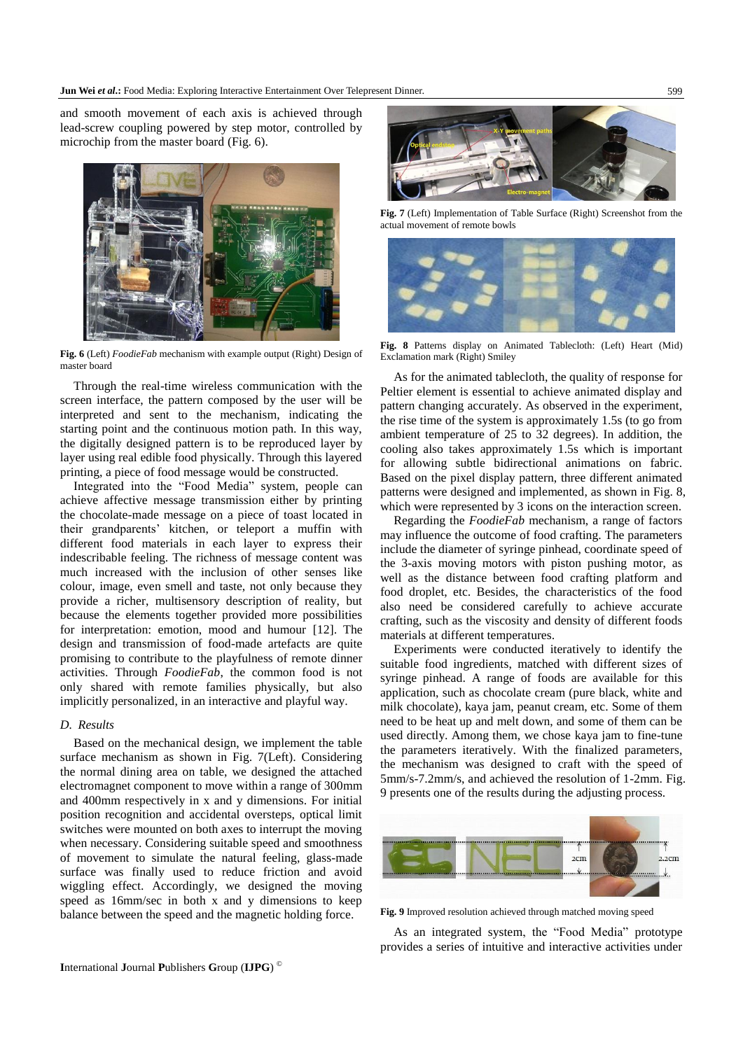and smooth movement of each axis is achieved through lead-screw coupling powered by step motor, controlled by microchip from the master board (Fig. 6).

**Fig. 6** (Left) *FoodieFab* mechanism with example output (Right) Design of master board

Through the real-time wireless communication with the screen interface, the pattern composed by the user will be interpreted and sent to the mechanism, indicating the starting point and the continuous motion path. In this way, the digitally designed pattern is to be reproduced layer by layer using real edible food physically. Through this layered printing, a piece of food message would be constructed.

Integrated into the "Food Media" system, people can achieve affective message transmission either by printing the chocolate-made message on a piece of toast located in their grandparents' kitchen, or teleport a muffin with different food materials in each layer to express their indescribable feeling. The richness of message content was much increased with the inclusion of other senses like colour, image, even smell and taste, not only because they provide a richer, multisensory description of reality, but because the elements together provided more possibilities for interpretation: emotion, mood and humour [12]. The design and transmission of food-made artefacts are quite promising to contribute to the playfulness of remote dinner activities. Through *FoodieFab*, the common food is not only shared with remote families physically, but also implicitly personalized, in an interactive and playful way.

### *D. Results*

Based on the mechanical design, we implement the table surface mechanism as shown in Fig. 7(Left). Considering the normal dining area on table, we designed the attached electromagnet component to move within a range of 300mm and 400mm respectively in x and y dimensions. For initial position recognition and accidental oversteps, optical limit switches were mounted on both axes to interrupt the moving when necessary. Considering suitable speed and smoothness of movement to simulate the natural feeling, glass-made surface was finally used to reduce friction and avoid wiggling effect. Accordingly, we designed the moving speed as 16mm/sec in both x and y dimensions to keep balance between the speed and the magnetic holding force.

**Fig. 7** (Left) Implementation of Table Surface (Right) Screenshot from the actual movement of remote bowls

**Fig. 8** Patterns display on Animated Tablecloth: (Left) Heart (Mid) Exclamation mark (Right) Smiley

As for the animated tablecloth, the quality of response for Peltier element is essential to achieve animated display and pattern changing accurately. As observed in the experiment, the rise time of the system is approximately 1.5s (to go from ambient temperature of 25 to 32 degrees). In addition, the cooling also takes approximately 1.5s which is important for allowing subtle bidirectional animations on fabric. Based on the pixel display pattern, three different animated patterns were designed and implemented, as shown in Fig. 8, which were represented by 3 icons on the interaction screen.

Regarding the *FoodieFab* mechanism, a range of factors may influence the outcome of food crafting. The parameters include the diameter of syringe pinhead, coordinate speed of the 3-axis moving motors with piston pushing motor, as well as the distance between food crafting platform and food droplet, etc. Besides, the characteristics of the food also need be considered carefully to achieve accurate crafting, such as the viscosity and density of different foods materials at different temperatures.

Experiments were conducted iteratively to identify the suitable food ingredients, matched with different sizes of syringe pinhead. A range of foods are available for this application, such as chocolate cream (pure black, white and milk chocolate), kaya jam, peanut cream, etc. Some of them need to be heat up and melt down, and some of them can be used directly. Among them, we chose kaya jam to fine-tune the parameters iteratively. With the finalized parameters, the mechanism was designed to craft with the speed of 5mm/s-7.2mm/s, and achieved the resolution of 1-2mm. Fig. 9 presents one of the results during the adjusting process.

**Fig. 9** Improved resolution achieved through matched moving speed

As an integrated system, the "Food Media" prototype provides a series of intuitive and interactive activities under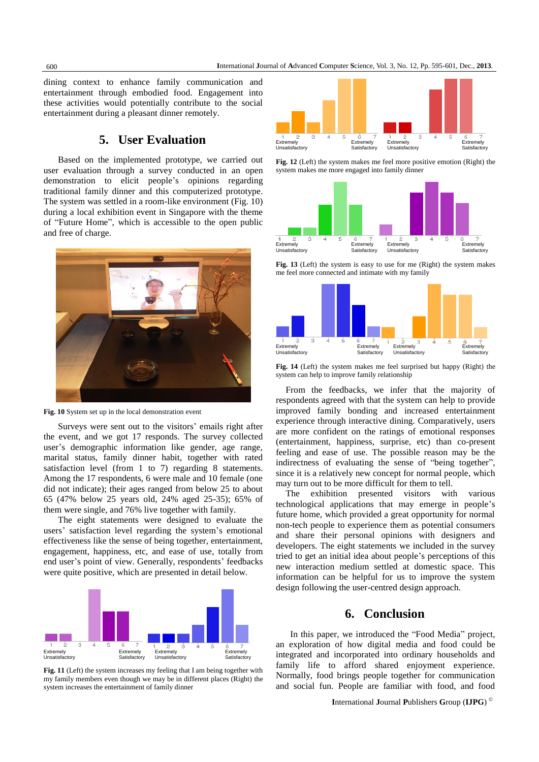dining context to enhance family communication and entertainment through embodied food. Engagement into these activities would potentially contribute to the social entertainment during a pleasant dinner remotely.

## 5. User Evaluation

Based on the implemented prototype, we carried out user evaluation through a survey conducted in an open demonstration to elicit people's opinions regarding traditional family dinner and this computerized prototype. The system was settled in a room-like environment (Fig. 10) during a local exhibition event in Singapore with the theme of "Future Home", which is accessible to the open public and free of charge.

**Fig. 10** System set up in the local demonstration event

Surveys were sent out to the visitors' emails right after the event, and we got 17 responds. The survey collected user's demographic information like gender, age range, marital status, family dinner habit, together with rated satisfaction level (from 1 to 7) regarding 8 statements. Among the 17 respondents, 6 were male and 10 female (one did not indicate); their ages ranged from below 25 to about 65 (47% below 25 years old, 24% aged 25-35); 65% of them were single, and 76% live together with family.

The eight statements were designed to evaluate the users' satisfaction level regarding the system's emotional effectiveness like the sense of being together, entertainment, engagement, happiness, etc, and ease of use, totally from end user's point of view. Generally, respondents' feedbacks were quite positive, which are presented in detail below.

**Fig. 11** (Left) the system increases my feeling that I am being together with my family members even though we may be in different places (Right) the system increases the entertainment of family dinner

**Fig. 12** (Left) the system makes me feel more positive emotion (Right) the system makes me more engaged into family dinner

**Fig. 13** (Left) the system is easy to use for me (Right) the system makes me feel more connected and intimate with my family

**Fig. 14** (Left) the system makes me feel surprised but happy (Right) the system can help to improve family relationship

From the feedbacks, we infer that the majority of respondents agreed with that the system can help to provide improved family bonding and increased entertainment experience through interactive dining. Comparatively, users are more confident on the ratings of emotional responses (entertainment, happiness, surprise, etc) than co-present feeling and ease of use. The possible reason may be the indirectness of evaluating the sense of "being together", since it is a relatively new concept for normal people, which may turn out to be more difficult for them to tell.

The exhibition presented visitors with various technological applications that may emerge in people's future home, which provided a great opportunity for normal non-tech people to experience them as potential consumers and share their personal opinions with designers and developers. The eight statements we included in the survey tried to get an initial idea about people's perceptions of this new interaction medium settled at domestic space. This information can be helpful for us to improve the system design following the user-centred design approach.

## 6. Conclusion

In this paper, we introduced the "Food Media" project, an exploration of how digital media and food could be integrated and incorporated into ordinary households and family life to afford shared enjoyment experience. Normally, food brings people together for communication and social fun. People are familiar with food, and food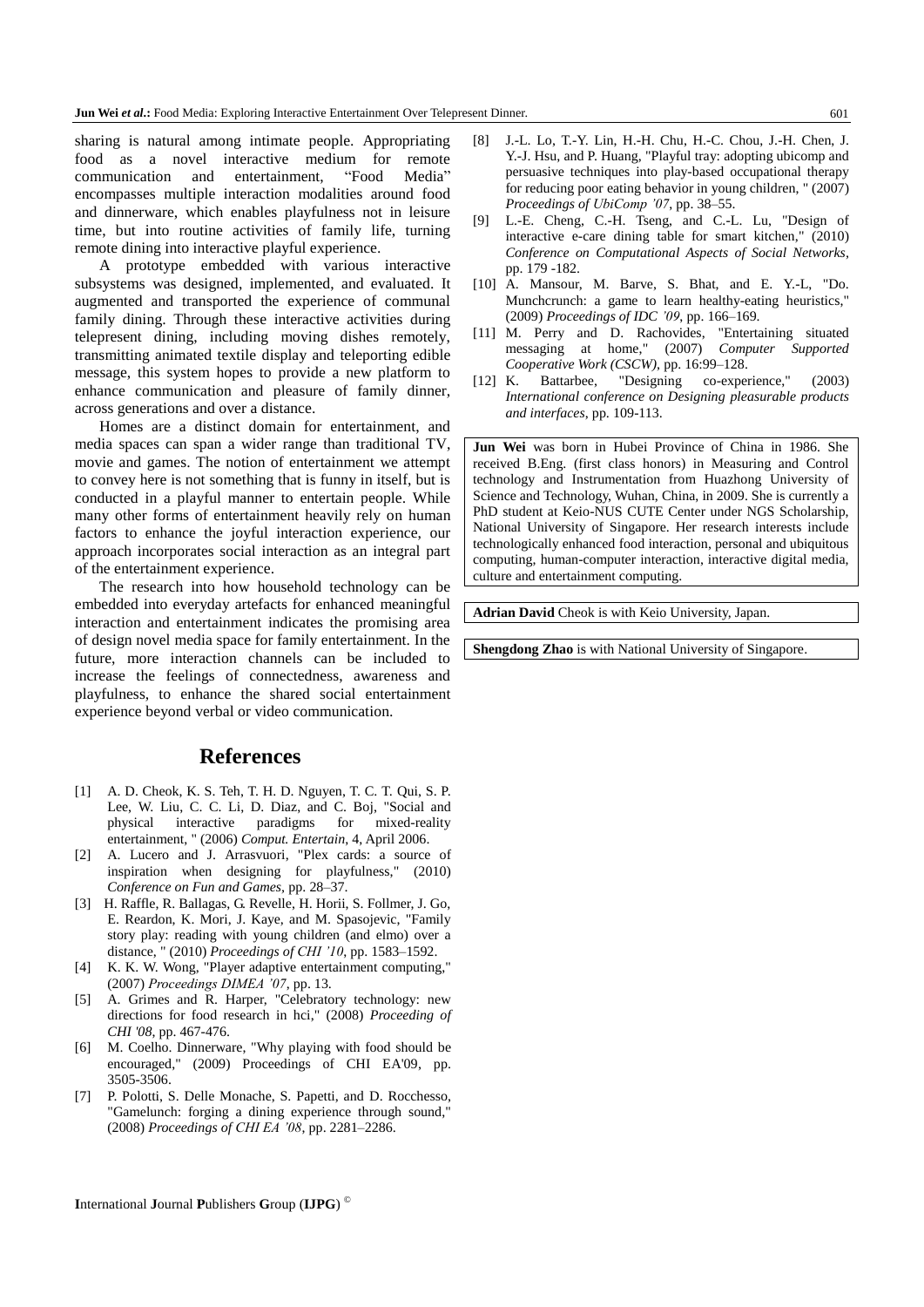sharing is natural among intimate people. Appropriating food as a novel interactive medium for remote communication and entertainment, "Food Media" encompasses multiple interaction modalities around food and dinnerware, which enables playfulness not in leisure time, but into routine activities of family life, turning remote dining into interactive playful experience.

A prototype embedded with various interactive subsystems was designed, implemented, and evaluated. It augmented and transported the experience of communal family dining. Through these interactive activities during telepresent dining, including moving dishes remotely, transmitting animated textile display and teleporting edible message, this system hopes to provide a new platform to enhance communication and pleasure of family dinner, across generations and over a distance.

Homes are a distinct domain for entertainment, and media spaces can span a wider range than traditional TV, movie and games. The notion of entertainment we attempt to convey here is not something that is funny in itself, but is conducted in a playful manner to entertain people. While many other forms of entertainment heavily rely on human factors to enhance the joyful interaction experience, our approach incorporates social interaction as an integral part of the entertainment experience.

The research into how household technology can be embedded into everyday artefacts for enhanced meaningful interaction and entertainment indicates the promising area of design novel media space for family entertainment. In the future, more interaction channels can be included to increase the feelings of connectedness, awareness and playfulness, to enhance the shared social entertainment experience beyond verbal or video communication.

## References

[1] A. D. Cheok, K. S. Teh, T. H. D. Nguyen, T. C. T. Qui, S. P. Lee, W. Liu, C. C. Li, D. Diaz, and C. Boj, "Social and physical interactive paradigms for mixed-reality entertainment, " (2006) *Comput. Entertain*, 4, April 2006.

[2] A. Lucero and J. Arrasvuori, "Plex cards: a source of inspiration when designing for playfulness," (2010) *Conference on Fun and Games*, pp. 28–37.

[3] H. Raffle, R. Ballagas, G. Revelle, H. Horii, S. Follmer, J. Go, E. Reardon, K. Mori, J. Kaye, and M. Spasojevic, "Family story play: reading with young children (and elmo) over a distance, " (2010) *Proceedings of CHI '10*, pp. 1583–1592.

[4] K. K. W. Wong, "Player adaptive entertainment computing," (2007) *Proceedings DIMEA '07*, pp. 13.

[5] A. Grimes and R. Harper, "Celebratory technology: new directions for food research in hci," (2008) *Proceeding of CHI '08*, pp. 467-476.

[6] M. Coelho. Dinnerware, "Why playing with food should be encouraged," (2009) Proceedings of CHI EA'09, pp. 3505-3506.

[7] P. Polotti, S. Delle Monache, S. Papetti, and D. Rocchesso, "Gamelunch: forging a dining experience through sound," (2008) *Proceedings of CHI EA '08*, pp. 2281–2286.

[8] J.-L. Lo, T.-Y. Lin, H.-H. Chu, H.-C. Chou, J.-H. Chen, J. Y.-J. Hsu, and P. Huang, "Playful tray: adopting ubicomp and persuasive techniques into play-based occupational therapy for reducing poor eating behavior in young children, " (2007) *Proceedings of UbiComp '07*, pp. 38–55.

[9] L.-E. Cheng, C.-H. Tseng, and C.-L. Lu, "Design of interactive e-care dining table for smart kitchen," (2010) *Conference on Computational Aspects of Social Networks*, pp. 179 -182.

[10] A. Mansour, M. Barve, S. Bhat, and E. Y.-L, "Do. Munchcrunch: a game to learn healthy-eating heuristics," (2009) *Proceedings of IDC '09*, pp. 166–169.

[11] M. Perry and D. Rachovides, "Entertaining situated messaging at home," (2007) *Computer Supported Cooperative Work (CSCW)*, pp. 16:99–128.

[12] K. Battarbee, "Designing co-experience," (2003) *International conference on Designing pleasurable products and interfaces*, pp. 109-113.

**Jun Wei** was born in Hubei Province of China in 1986. She received B.Eng. (first class honors) in Measuring and Control technology and Instrumentation from Huazhong University of Science and Technology, Wuhan, China, in 2009. She is currently a PhD student at Keio-NUS CUTE Center under NGS Scholarship, National University of Singapore. Her research interests include technologically enhanced food interaction, personal and ubiquitous computing, human-computer interaction, interactive digital media, culture and entertainment computing.

**Adrian David** Cheok is with Keio University, Japan.

**Shengdong Zhao** is with National University of Singapore.